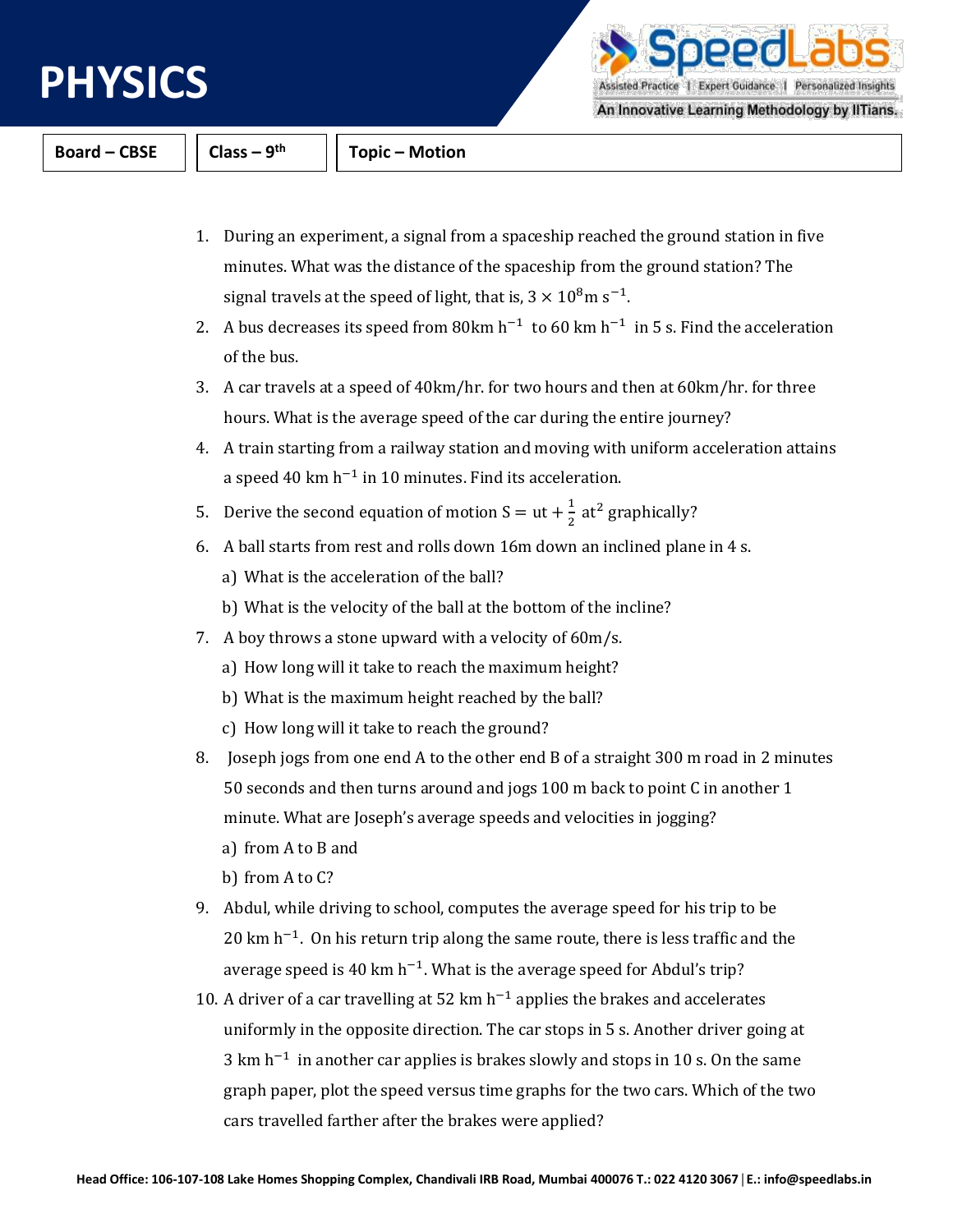# PHYSICS

| Board – CBSE | Class – 9th | Topic – Motion |
|---|---|---|

1. During an experiment, a signal from a spaceship reached the ground station in five minutes. What was the distance of the spaceship from the ground station? The signal travels at the speed of light, that is, $3 \times 10^8 \text{m s}^{-1}$.
2. A bus decreases its speed from 80km $\text{h}^{-1}$ to 60 km $\text{h}^{-1}$ in 5 s. Find the acceleration of the bus.
3. A car travels at a speed of 40km/hr. for two hours and then at 60km/hr. for three hours. What is the average speed of the car during the entire journey?
4. A train starting from a railway station and moving with uniform acceleration attains a speed 40 km $\text{h}^{-1}$ in 10 minutes. Find its acceleration.
5. Derive the second equation of motion $\text{S} = \text{ut} + \frac{1}{2}\text{at}^2$ graphically?
6. A ball starts from rest and rolls down 16m down an inclined plane in 4 s.
   a) What is the acceleration of the ball?
   b) What is the velocity of the ball at the bottom of the incline?
7. A boy throws a stone upward with a velocity of 60m/s.
   a) How long will it take to reach the maximum height?
   b) What is the maximum height reached by the ball?
   c) How long will it take to reach the ground?
8. Joseph jogs from one end A to the other end B of a straight 300 m road in 2 minutes 50 seconds and then turns around and jogs 100 m back to point C in another 1 minute. What are Joseph's average speeds and velocities in jogging?
   a) from A to B and
   b) from A to C?
9. Abdul, while driving to school, computes the average speed for his trip to be 20 km $\text{h}^{-1}$. On his return trip along the same route, there is less traffic and the average speed is 40 km $\text{h}^{-1}$. What is the average speed for Abdul's trip?
10. A driver of a car travelling at 52 km $\text{h}^{-1}$ applies the brakes and accelerates uniformly in the opposite direction. The car stops in 5 s. Another driver going at 3 km $\text{h}^{-1}$ in another car applies is brakes slowly and stops in 10 s. On the same graph paper, plot the speed versus time graphs for the two cars. Which of the two cars travelled farther after the brakes were applied?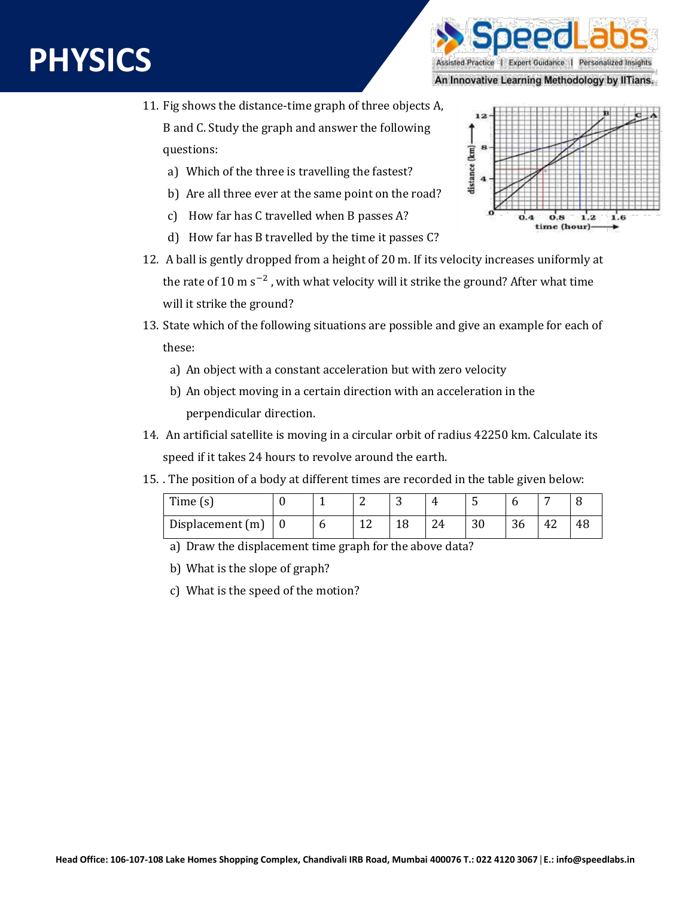11. Fig shows the distance-time graph of three objects A, B and C. Study the graph and answer the following questions:
    a) Which of the three is travelling the fastest?
    b) Are all three ever at the same point on the road?
    c) How far has C travelled when B passes A?
    d) How far has B travelled by the time it passes C?

12
8
4
0
0.4 0.8 1.2 1.6
distance (km)
time (hour)
B
C
A

12. A ball is gently dropped from a height of 20 m. If its velocity increases uniformly at the rate of 10 m $s^{-2}$ , with what velocity will it strike the ground? After what time will it strike the ground?

13. State which of the following situations are possible and give an example for each of these:
    a) An object with a constant acceleration but with zero velocity
    b) An object moving in a certain direction with an acceleration in the perpendicular direction.

14. An artificial satellite is moving in a circular orbit of radius 42250 km. Calculate its speed if it takes 24 hours to revolve around the earth.

15. . The position of a body at different times are recorded in the table given below:

| Time (s) | 0 | 1 | 2 | 3 | 4 | 5 | 6 | 7 | 8 |
|---|---|---|---|---|---|---|---|---|---|
| Displacement (m) | 0 | 6 | 12 | 18 | 24 | 30 | 36 | 42 | 48 |

a) Draw the displacement time graph for the above data?
b) What is the slope of graph?
c) What is the speed of the motion?